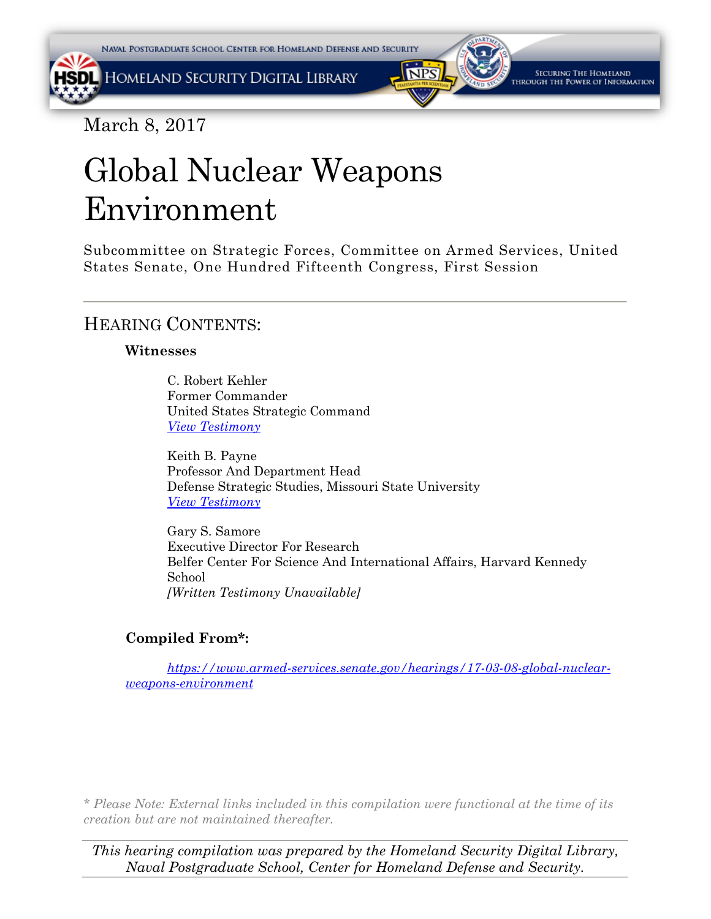March 8, 2017

# Global Nuclear Weapons Environment

Subcommittee on Strategic Forces, Committee on Armed Services, United States Senate, One Hundred Fifteenth Congress, First Session

---

## HEARING CONTENTS:

### Witnesses

C. Robert Kehler
Former Commander
United States Strategic Command
*View Testimony*

Keith B. Payne
Professor And Department Head
Defense Strategic Studies, Missouri State University
*View Testimony*

Gary S. Samore
Executive Director For Research
Belfer Center For Science And International Affairs, Harvard Kennedy School
*[Written Testimony Unavailable]*

### Compiled From*:

*https://www.armed-services.senate.gov/hearings/17-03-08-global-nuclear-weapons-environment*

*\* Please Note: External links included in this compilation were functional at the time of its creation but are not maintained thereafter.*

*This hearing compilation was prepared by the Homeland Security Digital Library, Naval Postgraduate School, Center for Homeland Defense and Security.*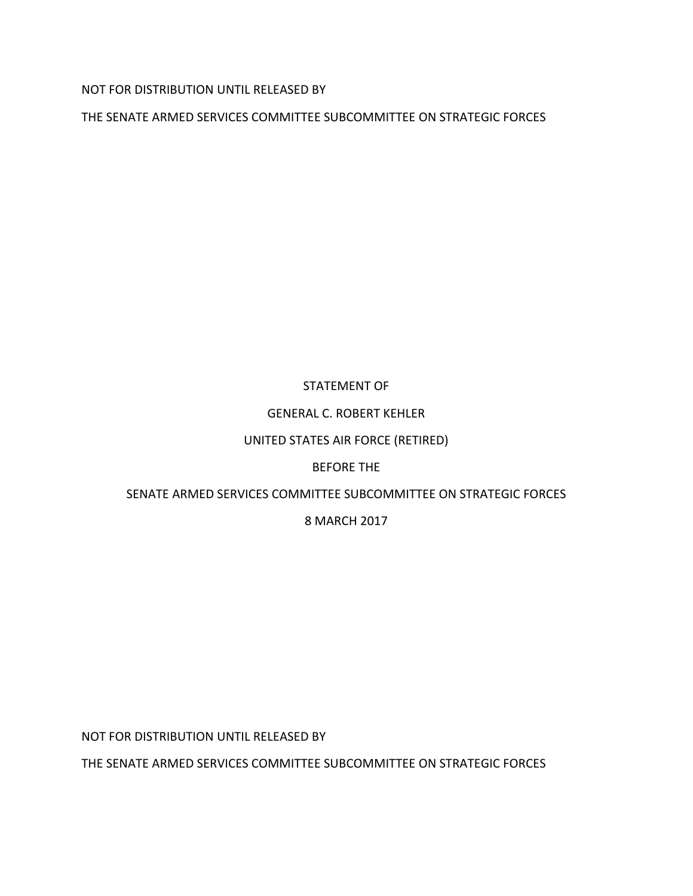NOT FOR DISTRIBUTION UNTIL RELEASED BY

THE SENATE ARMED SERVICES COMMITTEE SUBCOMMITTEE ON STRATEGIC FORCES

STATEMENT OF

GENERAL C. ROBERT KEHLER

UNITED STATES AIR FORCE (RETIRED)

BEFORE THE

SENATE ARMED SERVICES COMMITTEE SUBCOMMITTEE ON STRATEGIC FORCES

8 MARCH 2017

NOT FOR DISTRIBUTION UNTIL RELEASED BY

THE SENATE ARMED SERVICES COMMITTEE SUBCOMMITTEE ON STRATEGIC FORCES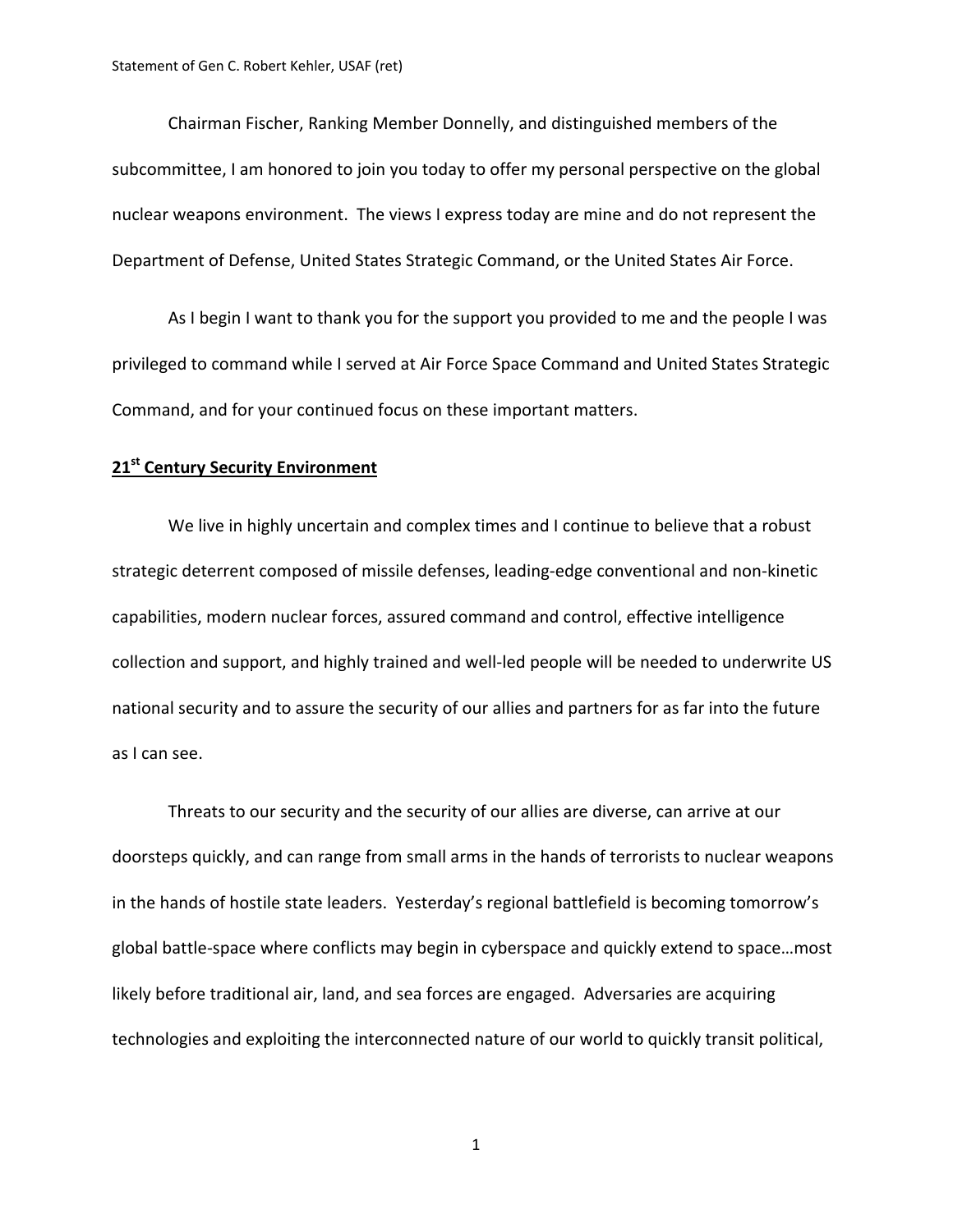Chairman Fischer, Ranking Member Donnelly, and distinguished members of the subcommittee, I am honored to join you today to offer my personal perspective on the global nuclear weapons environment. The views I express today are mine and do not represent the Department of Defense, United States Strategic Command, or the United States Air Force.

As I begin I want to thank you for the support you provided to me and the people I was privileged to command while I served at Air Force Space Command and United States Strategic Command, and for your continued focus on these important matters.

## 21st Century Security Environment

We live in highly uncertain and complex times and I continue to believe that a robust strategic deterrent composed of missile defenses, leading-edge conventional and non-kinetic capabilities, modern nuclear forces, assured command and control, effective intelligence collection and support, and highly trained and well-led people will be needed to underwrite US national security and to assure the security of our allies and partners for as far into the future as I can see.

Threats to our security and the security of our allies are diverse, can arrive at our doorsteps quickly, and can range from small arms in the hands of terrorists to nuclear weapons in the hands of hostile state leaders. Yesterday's regional battlefield is becoming tomorrow's global battle-space where conflicts may begin in cyberspace and quickly extend to space…most likely before traditional air, land, and sea forces are engaged. Adversaries are acquiring technologies and exploiting the interconnected nature of our world to quickly transit political,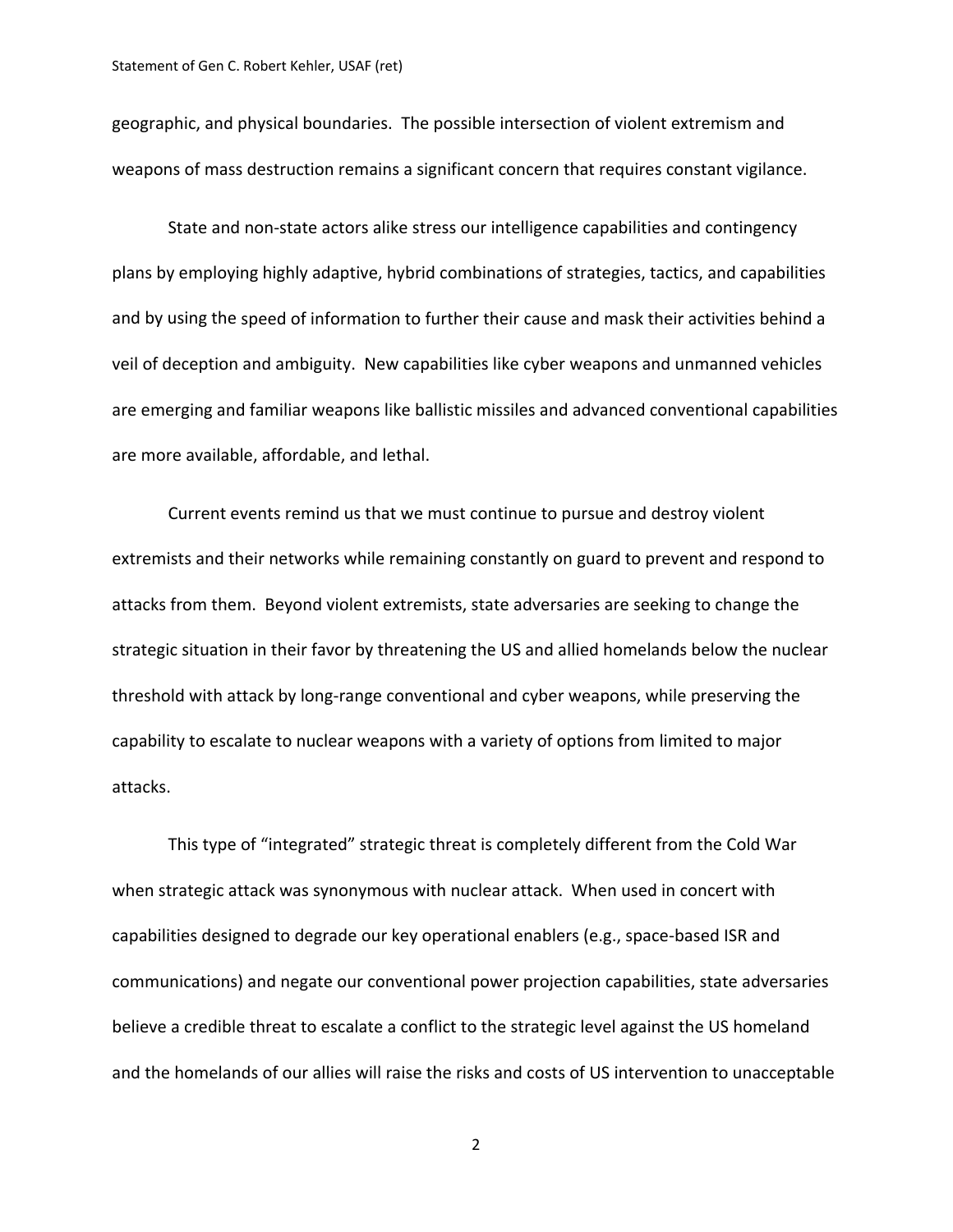geographic, and physical boundaries. The possible intersection of violent extremism and weapons of mass destruction remains a significant concern that requires constant vigilance.

State and non-state actors alike stress our intelligence capabilities and contingency plans by employing highly adaptive, hybrid combinations of strategies, tactics, and capabilities and by using the speed of information to further their cause and mask their activities behind a veil of deception and ambiguity. New capabilities like cyber weapons and unmanned vehicles are emerging and familiar weapons like ballistic missiles and advanced conventional capabilities are more available, affordable, and lethal.

Current events remind us that we must continue to pursue and destroy violent extremists and their networks while remaining constantly on guard to prevent and respond to attacks from them. Beyond violent extremists, state adversaries are seeking to change the strategic situation in their favor by threatening the US and allied homelands below the nuclear threshold with attack by long-range conventional and cyber weapons, while preserving the capability to escalate to nuclear weapons with a variety of options from limited to major attacks.

This type of "integrated" strategic threat is completely different from the Cold War when strategic attack was synonymous with nuclear attack. When used in concert with capabilities designed to degrade our key operational enablers (e.g., space-based ISR and communications) and negate our conventional power projection capabilities, state adversaries believe a credible threat to escalate a conflict to the strategic level against the US homeland and the homelands of our allies will raise the risks and costs of US intervention to unacceptable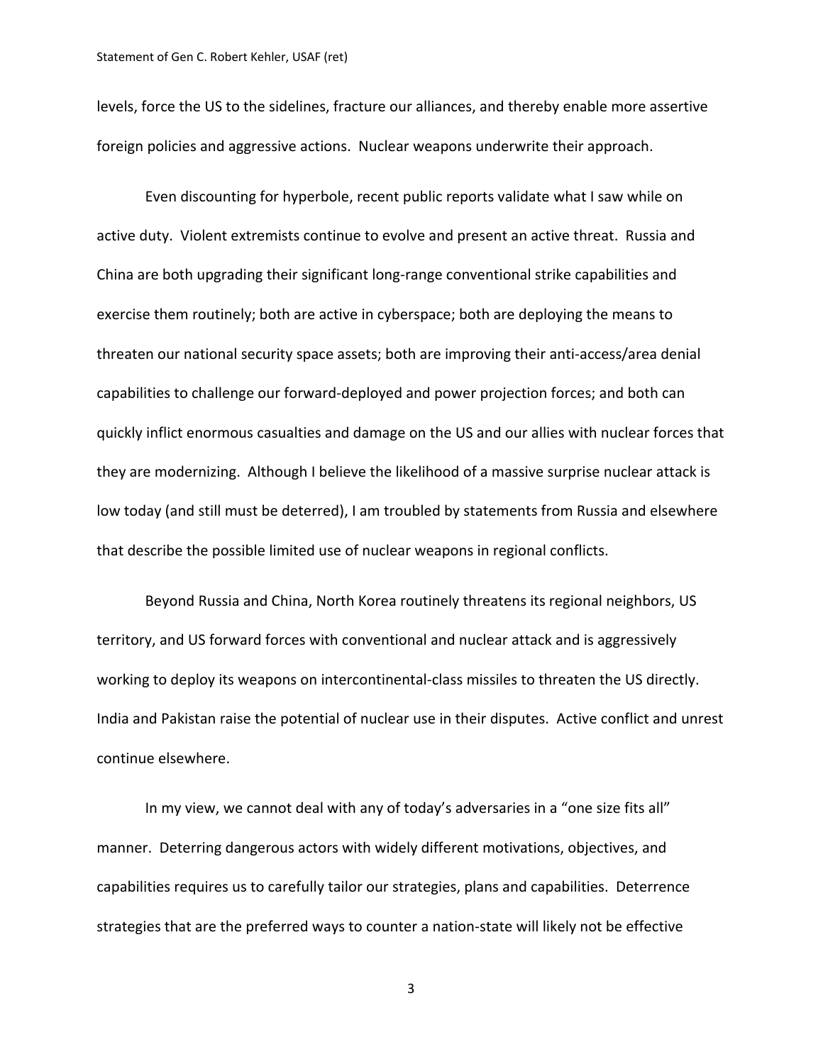levels, force the US to the sidelines, fracture our alliances, and thereby enable more assertive foreign policies and aggressive actions. Nuclear weapons underwrite their approach.

Even discounting for hyperbole, recent public reports validate what I saw while on active duty. Violent extremists continue to evolve and present an active threat. Russia and China are both upgrading their significant long-range conventional strike capabilities and exercise them routinely; both are active in cyberspace; both are deploying the means to threaten our national security space assets; both are improving their anti-access/area denial capabilities to challenge our forward-deployed and power projection forces; and both can quickly inflict enormous casualties and damage on the US and our allies with nuclear forces that they are modernizing. Although I believe the likelihood of a massive surprise nuclear attack is low today (and still must be deterred), I am troubled by statements from Russia and elsewhere that describe the possible limited use of nuclear weapons in regional conflicts.

Beyond Russia and China, North Korea routinely threatens its regional neighbors, US territory, and US forward forces with conventional and nuclear attack and is aggressively working to deploy its weapons on intercontinental-class missiles to threaten the US directly. India and Pakistan raise the potential of nuclear use in their disputes. Active conflict and unrest continue elsewhere.

In my view, we cannot deal with any of today's adversaries in a "one size fits all" manner. Deterring dangerous actors with widely different motivations, objectives, and capabilities requires us to carefully tailor our strategies, plans and capabilities. Deterrence strategies that are the preferred ways to counter a nation-state will likely not be effective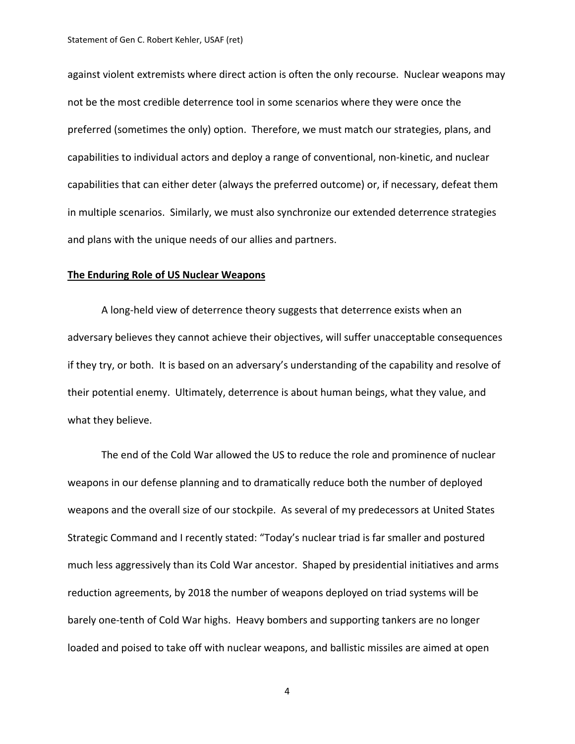against violent extremists where direct action is often the only recourse. Nuclear weapons may not be the most credible deterrence tool in some scenarios where they were once the preferred (sometimes the only) option. Therefore, we must match our strategies, plans, and capabilities to individual actors and deploy a range of conventional, non-kinetic, and nuclear capabilities that can either deter (always the preferred outcome) or, if necessary, defeat them in multiple scenarios. Similarly, we must also synchronize our extended deterrence strategies and plans with the unique needs of our allies and partners.

**The Enduring Role of US Nuclear Weapons**

A long-held view of deterrence theory suggests that deterrence exists when an adversary believes they cannot achieve their objectives, will suffer unacceptable consequences if they try, or both. It is based on an adversary's understanding of the capability and resolve of their potential enemy. Ultimately, deterrence is about human beings, what they value, and what they believe.

The end of the Cold War allowed the US to reduce the role and prominence of nuclear weapons in our defense planning and to dramatically reduce both the number of deployed weapons and the overall size of our stockpile. As several of my predecessors at United States Strategic Command and I recently stated: "Today's nuclear triad is far smaller and postured much less aggressively than its Cold War ancestor. Shaped by presidential initiatives and arms reduction agreements, by 2018 the number of weapons deployed on triad systems will be barely one-tenth of Cold War highs. Heavy bombers and supporting tankers are no longer loaded and poised to take off with nuclear weapons, and ballistic missiles are aimed at open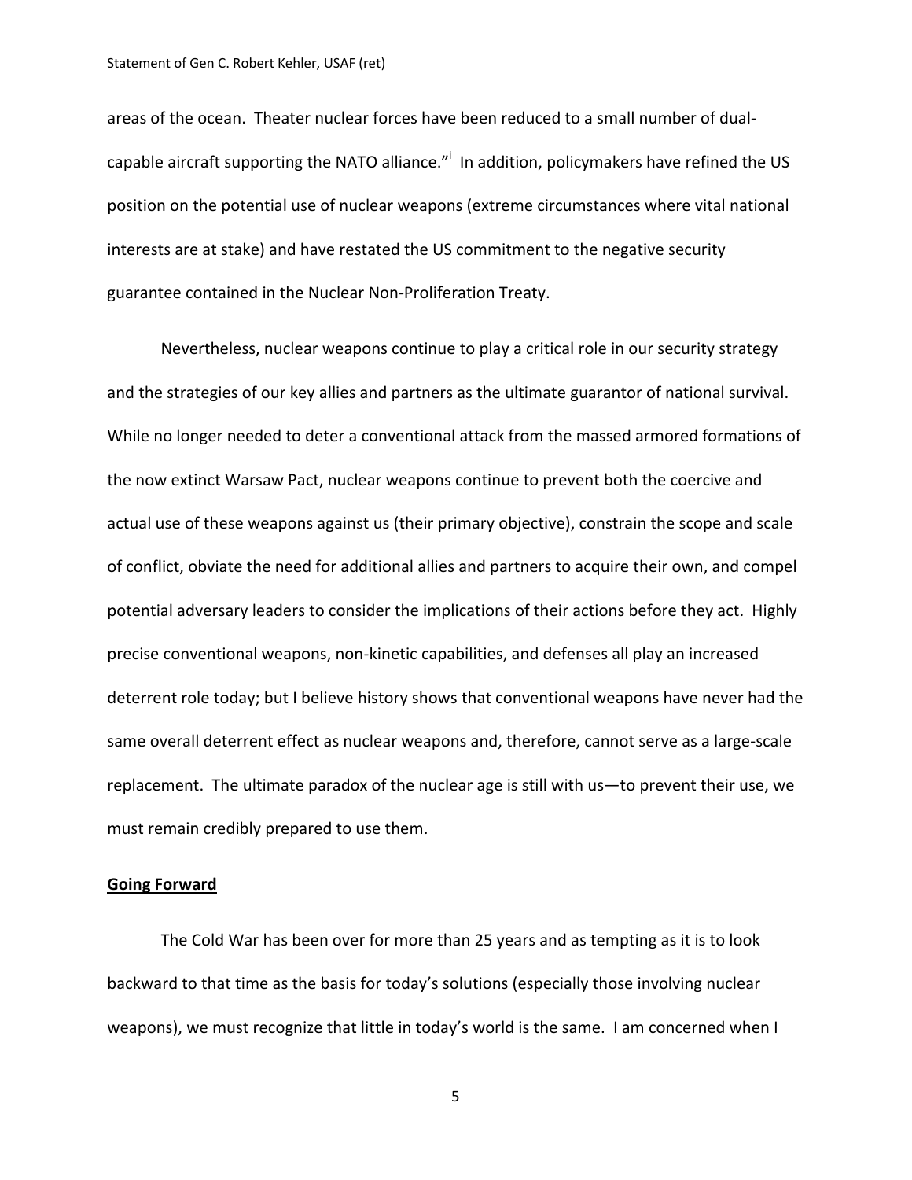areas of the ocean. Theater nuclear forces have been reduced to a small number of dual-capable aircraft supporting the NATO alliance."[i] In addition, policymakers have refined the US position on the potential use of nuclear weapons (extreme circumstances where vital national interests are at stake) and have restated the US commitment to the negative security guarantee contained in the Nuclear Non-Proliferation Treaty.

Nevertheless, nuclear weapons continue to play a critical role in our security strategy and the strategies of our key allies and partners as the ultimate guarantor of national survival. While no longer needed to deter a conventional attack from the massed armored formations of the now extinct Warsaw Pact, nuclear weapons continue to prevent both the coercive and actual use of these weapons against us (their primary objective), constrain the scope and scale of conflict, obviate the need for additional allies and partners to acquire their own, and compel potential adversary leaders to consider the implications of their actions before they act. Highly precise conventional weapons, non-kinetic capabilities, and defenses all play an increased deterrent role today; but I believe history shows that conventional weapons have never had the same overall deterrent effect as nuclear weapons and, therefore, cannot serve as a large-scale replacement. The ultimate paradox of the nuclear age is still with us—to prevent their use, we must remain credibly prepared to use them.

**Going Forward**

The Cold War has been over for more than 25 years and as tempting as it is to look backward to that time as the basis for today's solutions (especially those involving nuclear weapons), we must recognize that little in today's world is the same. I am concerned when I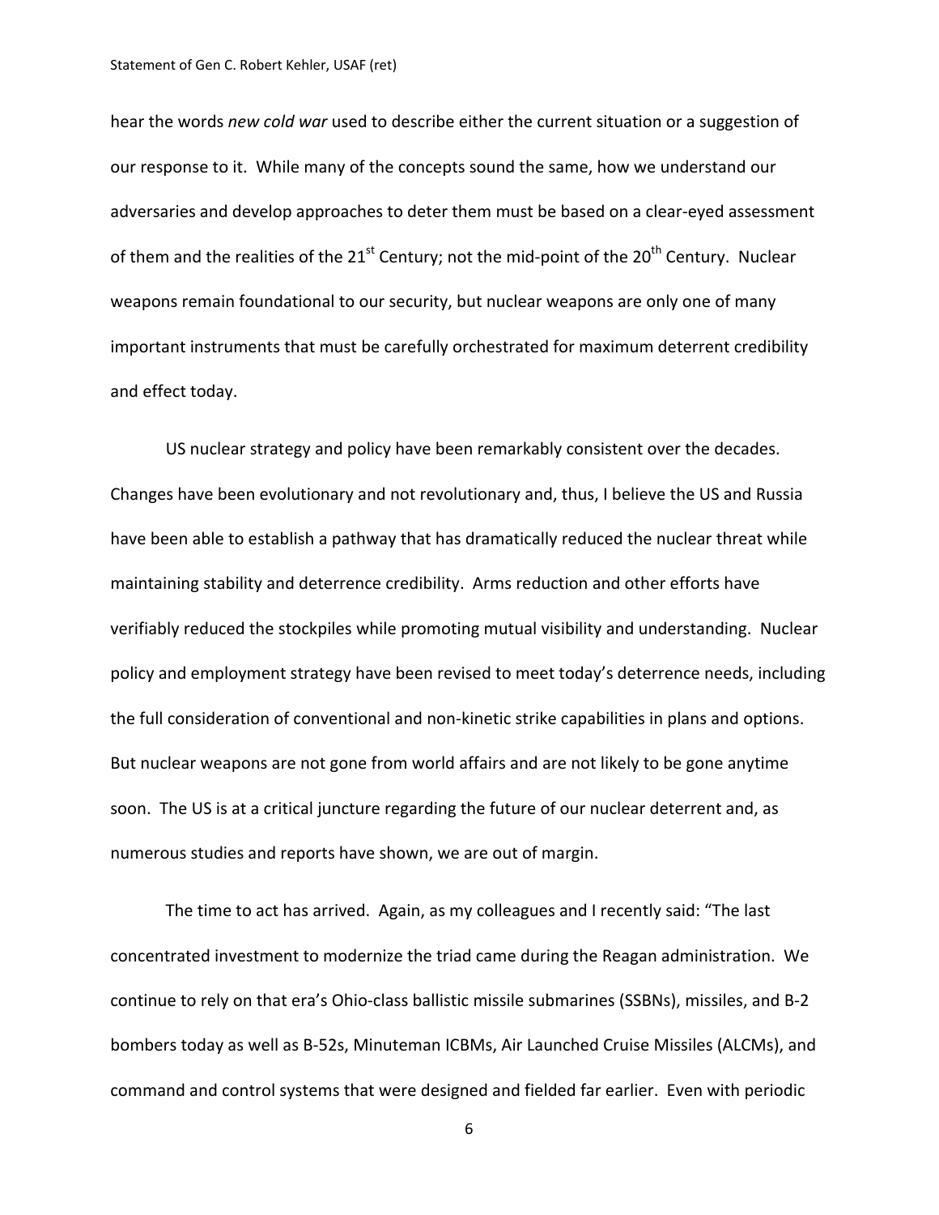hear the words *new cold war* used to describe either the current situation or a suggestion of our response to it. While many of the concepts sound the same, how we understand our adversaries and develop approaches to deter them must be based on a clear-eyed assessment of them and the realities of the 21st Century; not the mid-point of the 20th Century. Nuclear weapons remain foundational to our security, but nuclear weapons are only one of many important instruments that must be carefully orchestrated for maximum deterrent credibility and effect today.

US nuclear strategy and policy have been remarkably consistent over the decades. Changes have been evolutionary and not revolutionary and, thus, I believe the US and Russia have been able to establish a pathway that has dramatically reduced the nuclear threat while maintaining stability and deterrence credibility. Arms reduction and other efforts have verifiably reduced the stockpiles while promoting mutual visibility and understanding. Nuclear policy and employment strategy have been revised to meet today's deterrence needs, including the full consideration of conventional and non-kinetic strike capabilities in plans and options. But nuclear weapons are not gone from world affairs and are not likely to be gone anytime soon. The US is at a critical juncture regarding the future of our nuclear deterrent and, as numerous studies and reports have shown, we are out of margin.

The time to act has arrived. Again, as my colleagues and I recently said: "The last concentrated investment to modernize the triad came during the Reagan administration. We continue to rely on that era's Ohio-class ballistic missile submarines (SSBNs), missiles, and B-2 bombers today as well as B-52s, Minuteman ICBMs, Air Launched Cruise Missiles (ALCMs), and command and control systems that were designed and fielded far earlier. Even with periodic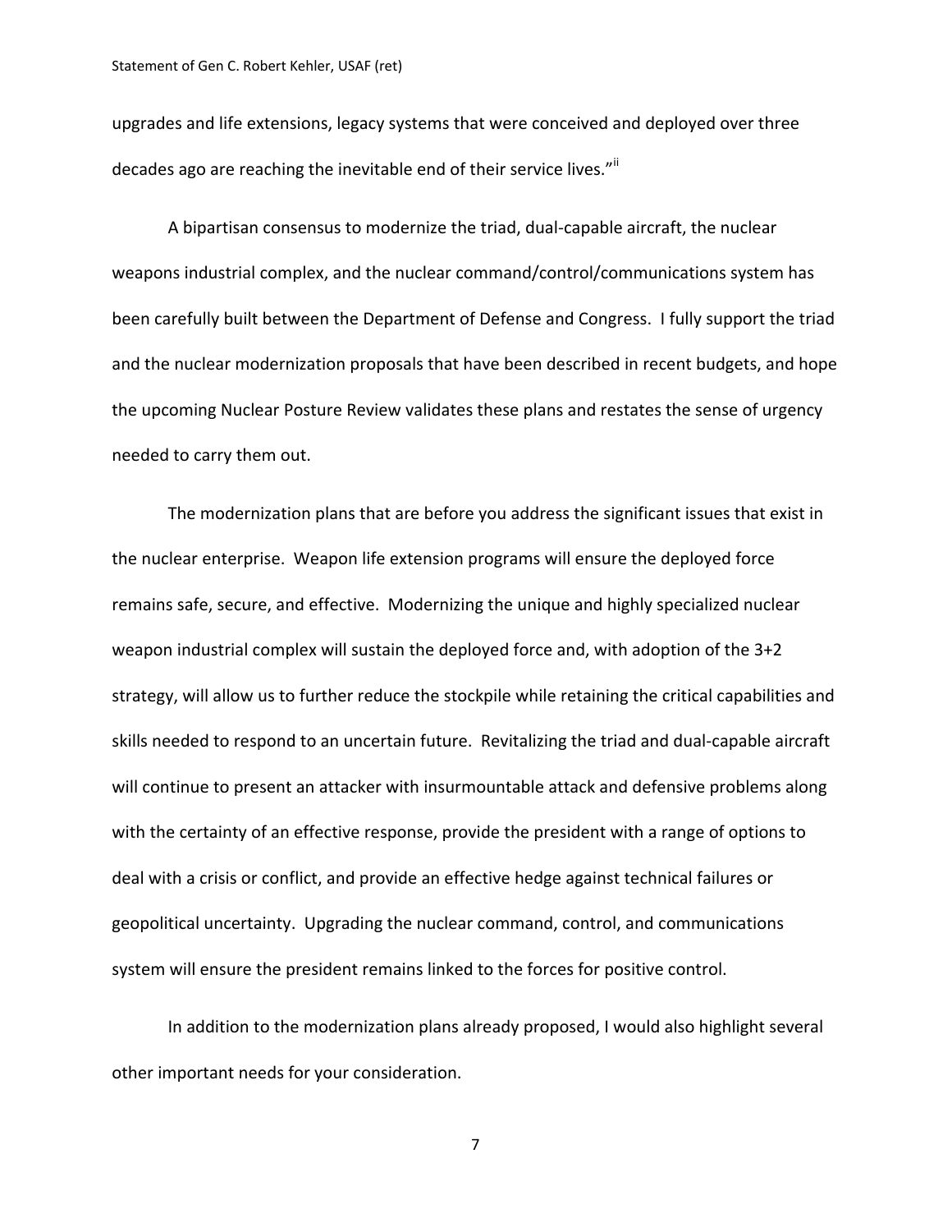upgrades and life extensions, legacy systems that were conceived and deployed over three decades ago are reaching the inevitable end of their service lives."[ii]

A bipartisan consensus to modernize the triad, dual-capable aircraft, the nuclear weapons industrial complex, and the nuclear command/control/communications system has been carefully built between the Department of Defense and Congress. I fully support the triad and the nuclear modernization proposals that have been described in recent budgets, and hope the upcoming Nuclear Posture Review validates these plans and restates the sense of urgency needed to carry them out.

The modernization plans that are before you address the significant issues that exist in the nuclear enterprise. Weapon life extension programs will ensure the deployed force remains safe, secure, and effective. Modernizing the unique and highly specialized nuclear weapon industrial complex will sustain the deployed force and, with adoption of the 3+2 strategy, will allow us to further reduce the stockpile while retaining the critical capabilities and skills needed to respond to an uncertain future. Revitalizing the triad and dual-capable aircraft will continue to present an attacker with insurmountable attack and defensive problems along with the certainty of an effective response, provide the president with a range of options to deal with a crisis or conflict, and provide an effective hedge against technical failures or geopolitical uncertainty. Upgrading the nuclear command, control, and communications system will ensure the president remains linked to the forces for positive control.

In addition to the modernization plans already proposed, I would also highlight several other important needs for your consideration.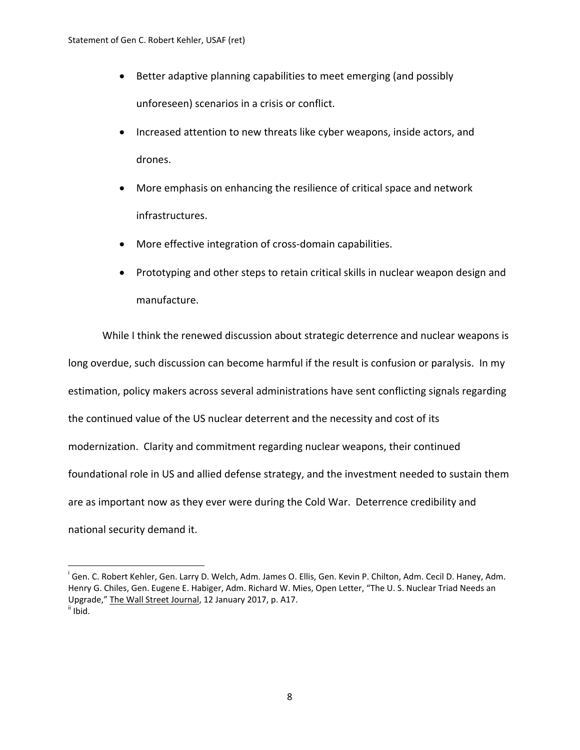- Better adaptive planning capabilities to meet emerging (and possibly unforeseen) scenarios in a crisis or conflict.
- Increased attention to new threats like cyber weapons, inside actors, and drones.
- More emphasis on enhancing the resilience of critical space and network infrastructures.
- More effective integration of cross-domain capabilities.
- Prototyping and other steps to retain critical skills in nuclear weapon design and manufacture.

While I think the renewed discussion about strategic deterrence and nuclear weapons is long overdue, such discussion can become harmful if the result is confusion or paralysis. In my estimation, policy makers across several administrations have sent conflicting signals regarding the continued value of the US nuclear deterrent and the necessity and cost of its modernization. Clarity and commitment regarding nuclear weapons, their continued foundational role in US and allied defense strategy, and the investment needed to sustain them are as important now as they ever were during the Cold War. Deterrence credibility and national security demand it.

---

[i] Gen. C. Robert Kehler, Gen. Larry D. Welch, Adm. James O. Ellis, Gen. Kevin P. Chilton, Adm. Cecil D. Haney, Adm. Henry G. Chiles, Gen. Eugene E. Habiger, Adm. Richard W. Mies, Open Letter, "The U. S. Nuclear Triad Needs an Upgrade," The Wall Street Journal, 12 January 2017, p. A17.

[ii] Ibid.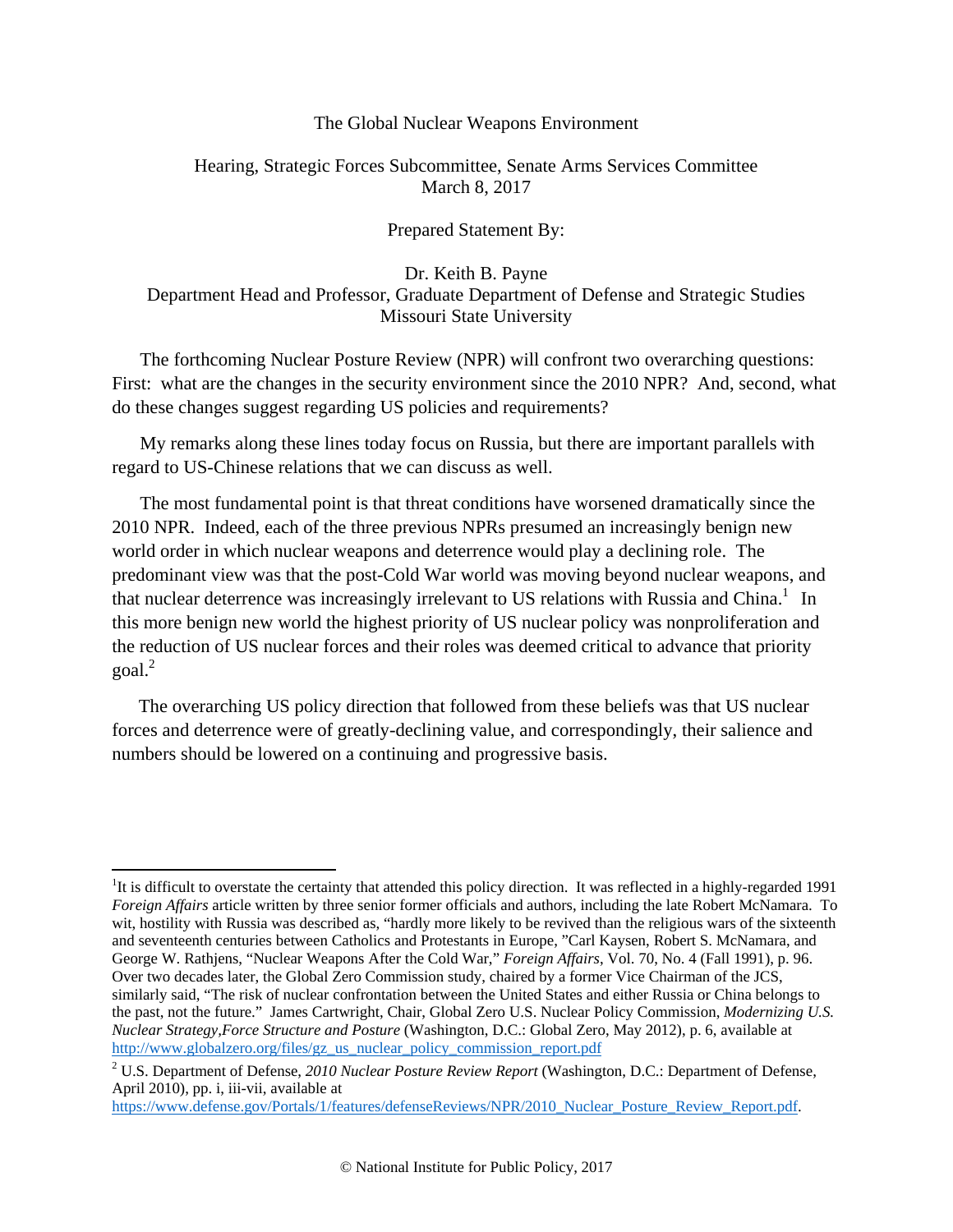The Global Nuclear Weapons Environment

Hearing, Strategic Forces Subcommittee, Senate Arms Services Committee
March 8, 2017

Prepared Statement By:

Dr. Keith B. Payne
Department Head and Professor, Graduate Department of Defense and Strategic Studies
Missouri State University

The forthcoming Nuclear Posture Review (NPR) will confront two overarching questions: First: what are the changes in the security environment since the 2010 NPR? And, second, what do these changes suggest regarding US policies and requirements?

My remarks along these lines today focus on Russia, but there are important parallels with regard to US-Chinese relations that we can discuss as well.

The most fundamental point is that threat conditions have worsened dramatically since the 2010 NPR. Indeed, each of the three previous NPRs presumed an increasingly benign new world order in which nuclear weapons and deterrence would play a declining role. The predominant view was that the post-Cold War world was moving beyond nuclear weapons, and that nuclear deterrence was increasingly irrelevant to US relations with Russia and China.[1] In this more benign new world the highest priority of US nuclear policy was nonproliferation and the reduction of US nuclear forces and their roles was deemed critical to advance that priority goal.[2]

The overarching US policy direction that followed from these beliefs was that US nuclear forces and deterrence were of greatly-declining value, and correspondingly, their salience and numbers should be lowered on a continuing and progressive basis.

---

[1]It is difficult to overstate the certainty that attended this policy direction. It was reflected in a highly-regarded 1991 *Foreign Affairs* article written by three senior former officials and authors, including the late Robert McNamara. To wit, hostility with Russia was described as, "hardly more likely to be revived than the religious wars of the sixteenth and seventeenth centuries between Catholics and Protestants in Europe, "Carl Kaysen, Robert S. McNamara, and George W. Rathjens, "Nuclear Weapons After the Cold War," *Foreign Affairs*, Vol. 70, No. 4 (Fall 1991), p. 96. Over two decades later, the Global Zero Commission study, chaired by a former Vice Chairman of the JCS, similarly said, "The risk of nuclear confrontation between the United States and either Russia or China belongs to the past, not the future." James Cartwright, Chair, Global Zero U.S. Nuclear Policy Commission, *Modernizing U.S. Nuclear Strategy,Force Structure and Posture* (Washington, D.C.: Global Zero, May 2012), p. 6, available at http://www.globalzero.org/files/gz_us_nuclear_policy_commission_report.pdf

[2] U.S. Department of Defense, *2010 Nuclear Posture Review Report* (Washington, D.C.: Department of Defense, April 2010), pp. i, iii-vii, available at https://www.defense.gov/Portals/1/features/defenseReviews/NPR/2010_Nuclear_Posture_Review_Report.pdf.

© National Institute for Public Policy, 2017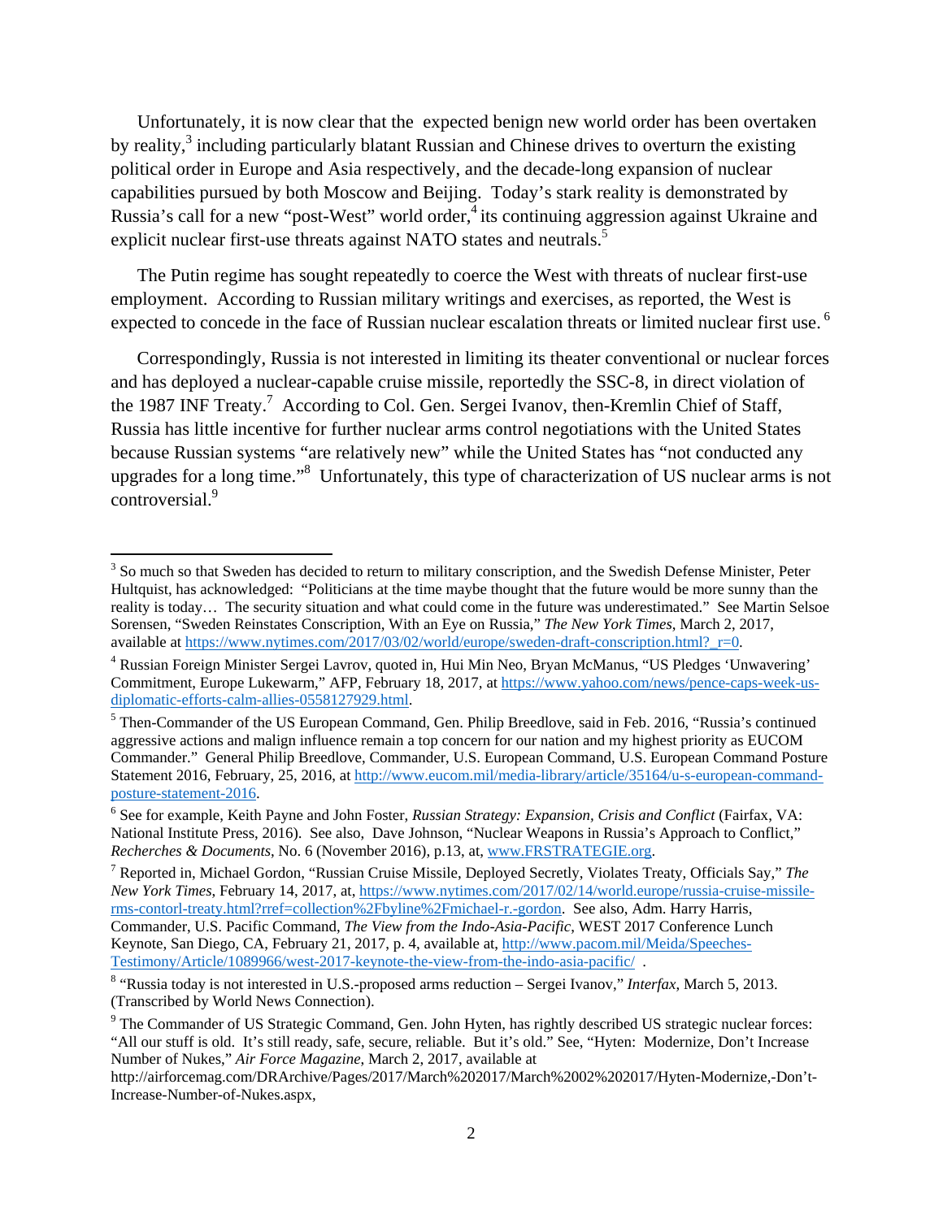Unfortunately, it is now clear that the expected benign new world order has been overtaken by reality,[3] including particularly blatant Russian and Chinese drives to overturn the existing political order in Europe and Asia respectively, and the decade-long expansion of nuclear capabilities pursued by both Moscow and Beijing. Today's stark reality is demonstrated by Russia's call for a new "post-West" world order,[4] its continuing aggression against Ukraine and explicit nuclear first-use threats against NATO states and neutrals.[5]

The Putin regime has sought repeatedly to coerce the West with threats of nuclear first-use employment. According to Russian military writings and exercises, as reported, the West is expected to concede in the face of Russian nuclear escalation threats or limited nuclear first use.[6]

Correspondingly, Russia is not interested in limiting its theater conventional or nuclear forces and has deployed a nuclear-capable cruise missile, reportedly the SSC-8, in direct violation of the 1987 INF Treaty.[7] According to Col. Gen. Sergei Ivanov, then-Kremlin Chief of Staff, Russia has little incentive for further nuclear arms control negotiations with the United States because Russian systems "are relatively new" while the United States has "not conducted any upgrades for a long time."[8] Unfortunately, this type of characterization of US nuclear arms is not controversial.[9]

---

[3] So much so that Sweden has decided to return to military conscription, and the Swedish Defense Minister, Peter Hultquist, has acknowledged: "Politicians at the time maybe thought that the future would be more sunny than the reality is today… The security situation and what could come in the future was underestimated." See Martin Selsoe Sorensen, "Sweden Reinstates Conscription, With an Eye on Russia," *The New York Times*, March 2, 2017, available at https://www.nytimes.com/2017/03/02/world/europe/sweden-draft-conscription.html?_r=0.

[4] Russian Foreign Minister Sergei Lavrov, quoted in, Hui Min Neo, Bryan McManus, "US Pledges 'Unwavering' Commitment, Europe Lukewarm," AFP, February 18, 2017, at https://www.yahoo.com/news/pence-caps-week-us-diplomatic-efforts-calm-allies-0558127929.html.

[5] Then-Commander of the US European Command, Gen. Philip Breedlove, said in Feb. 2016, "Russia's continued aggressive actions and malign influence remain a top concern for our nation and my highest priority as EUCOM Commander." General Philip Breedlove, Commander, U.S. European Command, U.S. European Command Posture Statement 2016, February, 25, 2016, at http://www.eucom.mil/media-library/article/35164/u-s-european-command-posture-statement-2016.

[6] See for example, Keith Payne and John Foster, *Russian Strategy: Expansion, Crisis and Conflict* (Fairfax, VA: National Institute Press, 2016). See also, Dave Johnson, "Nuclear Weapons in Russia's Approach to Conflict," *Recherches & Documents*, No. 6 (November 2016), p.13, at, www.FRSTRATEGIE.org.

[7] Reported in, Michael Gordon, "Russian Cruise Missile, Deployed Secretly, Violates Treaty, Officials Say," *The New York Times*, February 14, 2017, at, https://www.nytimes.com/2017/02/14/world.europe/russia-cruise-missile-rms-contorl-treaty.html?rref=collection%2Fbyline%2Fmichael-r.-gordon. See also, Adm. Harry Harris, Commander, U.S. Pacific Command, *The View from the Indo-Asia-Pacific*, WEST 2017 Conference Lunch Keynote, San Diego, CA, February 21, 2017, p. 4, available at, http://www.pacom.mil/Meida/Speeches-Testimony/Article/1089966/west-2017-keynote-the-view-from-the-indo-asia-pacific/ .

[8] "Russia today is not interested in U.S.-proposed arms reduction – Sergei Ivanov," *Interfax*, March 5, 2013. (Transcribed by World News Connection).

[9] The Commander of US Strategic Command, Gen. John Hyten, has rightly described US strategic nuclear forces: "All our stuff is old. It's still ready, safe, secure, reliable. But it's old." See, "Hyten: Modernize, Don't Increase Number of Nukes," *Air Force Magazine*, March 2, 2017, available at http://airforcemag.com/DRArchive/Pages/2017/March%202017/March%2002%202017/Hyten-Modernize,-Don't-Increase-Number-of-Nukes.aspx,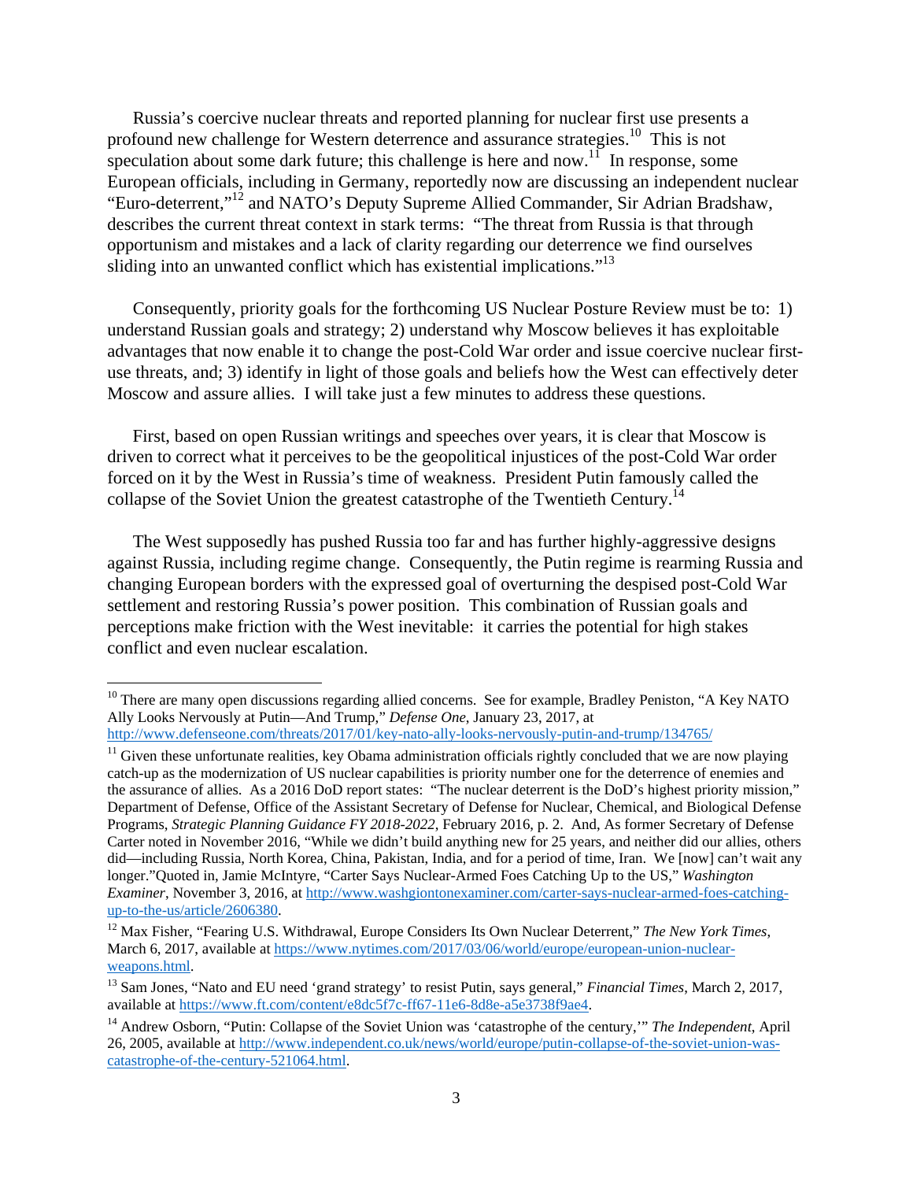Russia's coercive nuclear threats and reported planning for nuclear first use presents a profound new challenge for Western deterrence and assurance strategies.[10] This is not speculation about some dark future; this challenge is here and now.[11] In response, some European officials, including in Germany, reportedly now are discussing an independent nuclear "Euro-deterrent,"[12] and NATO's Deputy Supreme Allied Commander, Sir Adrian Bradshaw, describes the current threat context in stark terms: "The threat from Russia is that through opportunism and mistakes and a lack of clarity regarding our deterrence we find ourselves sliding into an unwanted conflict which has existential implications."[13]

Consequently, priority goals for the forthcoming US Nuclear Posture Review must be to: 1) understand Russian goals and strategy; 2) understand why Moscow believes it has exploitable advantages that now enable it to change the post-Cold War order and issue coercive nuclear first-use threats, and; 3) identify in light of those goals and beliefs how the West can effectively deter Moscow and assure allies. I will take just a few minutes to address these questions.

First, based on open Russian writings and speeches over years, it is clear that Moscow is driven to correct what it perceives to be the geopolitical injustices of the post-Cold War order forced on it by the West in Russia's time of weakness. President Putin famously called the collapse of the Soviet Union the greatest catastrophe of the Twentieth Century.[14]

The West supposedly has pushed Russia too far and has further highly-aggressive designs against Russia, including regime change. Consequently, the Putin regime is rearming Russia and changing European borders with the expressed goal of overturning the despised post-Cold War settlement and restoring Russia's power position. This combination of Russian goals and perceptions make friction with the West inevitable: it carries the potential for high stakes conflict and even nuclear escalation.

---

[10] There are many open discussions regarding allied concerns. See for example, Bradley Peniston, "A Key NATO Ally Looks Nervously at Putin—And Trump," *Defense One*, January 23, 2017, at http://www.defenseone.com/threats/2017/01/key-nato-ally-looks-nervously-putin-and-trump/134765/

[11] Given these unfortunate realities, key Obama administration officials rightly concluded that we are now playing catch-up as the modernization of US nuclear capabilities is priority number one for the deterrence of enemies and the assurance of allies. As a 2016 DoD report states: "The nuclear deterrent is the DoD's highest priority mission," Department of Defense, Office of the Assistant Secretary of Defense for Nuclear, Chemical, and Biological Defense Programs, *Strategic Planning Guidance FY 2018-2022*, February 2016, p. 2. And, As former Secretary of Defense Carter noted in November 2016, "While we didn't build anything new for 25 years, and neither did our allies, others did—including Russia, North Korea, China, Pakistan, India, and for a period of time, Iran. We [now] can't wait any longer."Quoted in, Jamie McIntyre, "Carter Says Nuclear-Armed Foes Catching Up to the US," *Washington Examiner*, November 3, 2016, at http://www.washgiontonexaminer.com/carter-says-nuclear-armed-foes-catching-up-to-the-us/article/2606380.

[12] Max Fisher, "Fearing U.S. Withdrawal, Europe Considers Its Own Nuclear Deterrent," *The New York Times*, March 6, 2017, available at https://www.nytimes.com/2017/03/06/world/europe/european-union-nuclear-weapons.html.

[13] Sam Jones, "Nato and EU need 'grand strategy' to resist Putin, says general," *Financial Times*, March 2, 2017, available at https://www.ft.com/content/e8dc5f7c-ff67-11e6-8d8e-a5e3738f9ae4.

[14] Andrew Osborn, "Putin: Collapse of the Soviet Union was 'catastrophe of the century,'" *The Independent*, April 26, 2005, available at http://www.independent.co.uk/news/world/europe/putin-collapse-of-the-soviet-union-was-catastrophe-of-the-century-521064.html.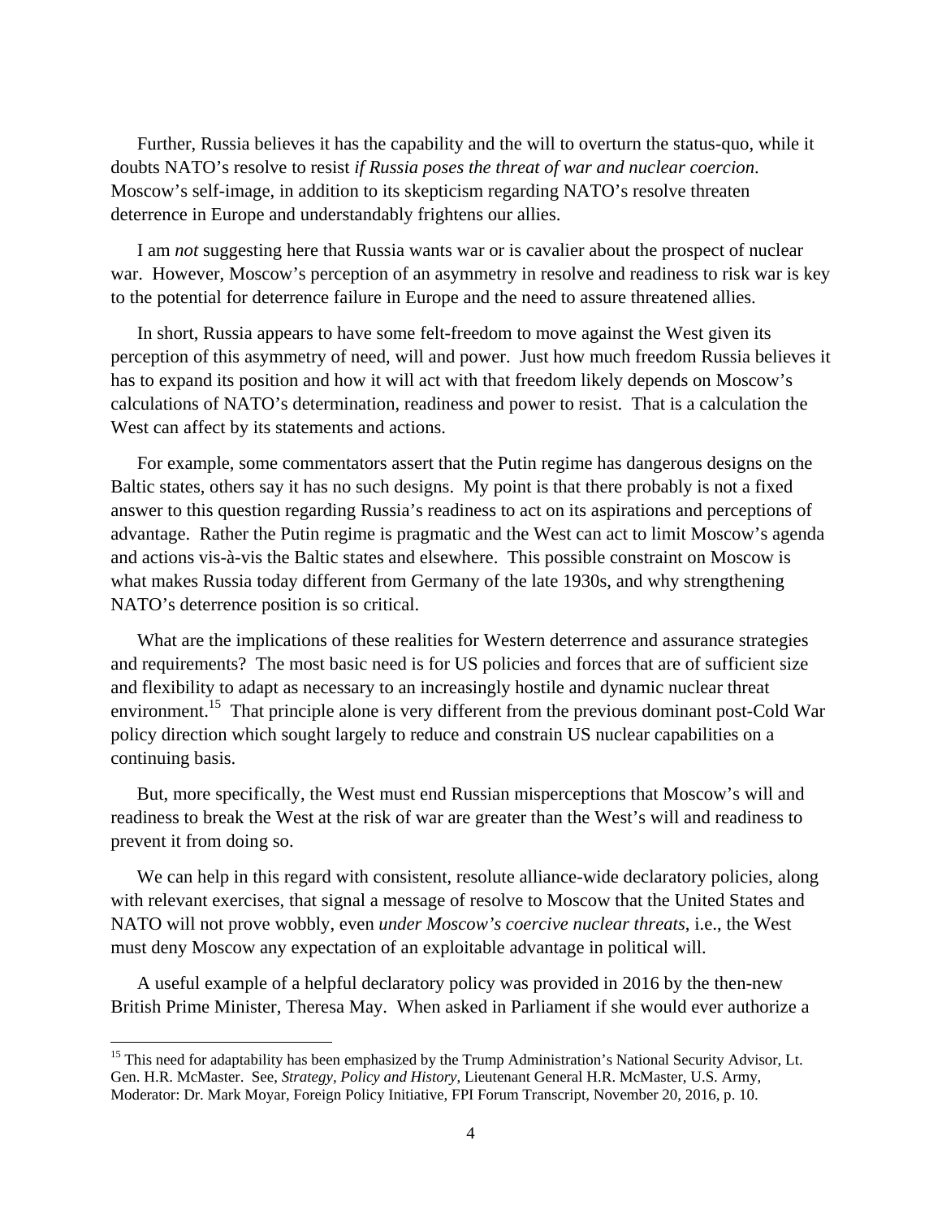Further, Russia believes it has the capability and the will to overturn the status-quo, while it doubts NATO's resolve to resist *if Russia poses the threat of war and nuclear coercion*. Moscow's self-image, in addition to its skepticism regarding NATO's resolve threaten deterrence in Europe and understandably frightens our allies.

I am *not* suggesting here that Russia wants war or is cavalier about the prospect of nuclear war. However, Moscow's perception of an asymmetry in resolve and readiness to risk war is key to the potential for deterrence failure in Europe and the need to assure threatened allies.

In short, Russia appears to have some felt-freedom to move against the West given its perception of this asymmetry of need, will and power. Just how much freedom Russia believes it has to expand its position and how it will act with that freedom likely depends on Moscow's calculations of NATO's determination, readiness and power to resist. That is a calculation the West can affect by its statements and actions.

For example, some commentators assert that the Putin regime has dangerous designs on the Baltic states, others say it has no such designs. My point is that there probably is not a fixed answer to this question regarding Russia's readiness to act on its aspirations and perceptions of advantage. Rather the Putin regime is pragmatic and the West can act to limit Moscow's agenda and actions vis-à-vis the Baltic states and elsewhere. This possible constraint on Moscow is what makes Russia today different from Germany of the late 1930s, and why strengthening NATO's deterrence position is so critical.

What are the implications of these realities for Western deterrence and assurance strategies and requirements? The most basic need is for US policies and forces that are of sufficient size and flexibility to adapt as necessary to an increasingly hostile and dynamic nuclear threat environment.[15] That principle alone is very different from the previous dominant post-Cold War policy direction which sought largely to reduce and constrain US nuclear capabilities on a continuing basis.

But, more specifically, the West must end Russian misperceptions that Moscow's will and readiness to break the West at the risk of war are greater than the West's will and readiness to prevent it from doing so.

We can help in this regard with consistent, resolute alliance-wide declaratory policies, along with relevant exercises, that signal a message of resolve to Moscow that the United States and NATO will not prove wobbly, even *under Moscow's coercive nuclear threats*, i.e., the West must deny Moscow any expectation of an exploitable advantage in political will.

A useful example of a helpful declaratory policy was provided in 2016 by the then-new British Prime Minister, Theresa May. When asked in Parliament if she would ever authorize a

---

[15] This need for adaptability has been emphasized by the Trump Administration's National Security Advisor, Lt. Gen. H.R. McMaster. See, *Strategy, Policy and History*, Lieutenant General H.R. McMaster, U.S. Army, Moderator: Dr. Mark Moyar, Foreign Policy Initiative, FPI Forum Transcript, November 20, 2016, p. 10.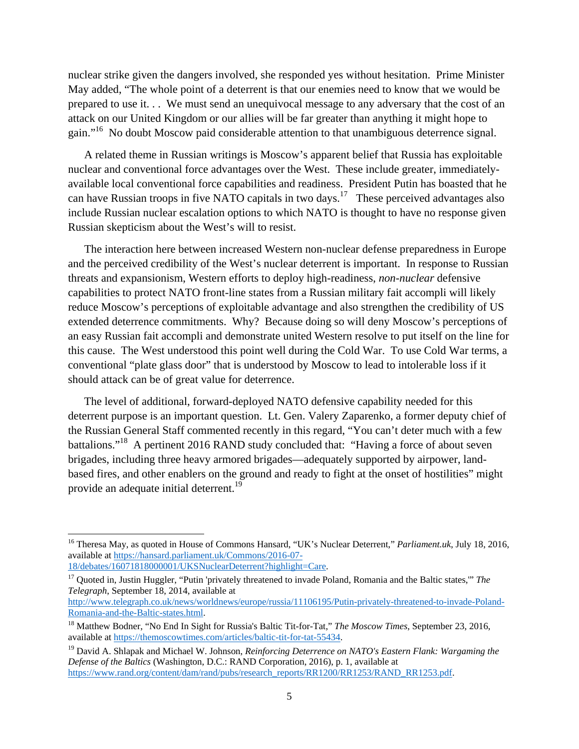nuclear strike given the dangers involved, she responded yes without hesitation. Prime Minister May added, "The whole point of a deterrent is that our enemies need to know that we would be prepared to use it. . . We must send an unequivocal message to any adversary that the cost of an attack on our United Kingdom or our allies will be far greater than anything it might hope to gain."[16] No doubt Moscow paid considerable attention to that unambiguous deterrence signal.

A related theme in Russian writings is Moscow's apparent belief that Russia has exploitable nuclear and conventional force advantages over the West. These include greater, immediately-available local conventional force capabilities and readiness. President Putin has boasted that he can have Russian troops in five NATO capitals in two days.[17] These perceived advantages also include Russian nuclear escalation options to which NATO is thought to have no response given Russian skepticism about the West's will to resist.

The interaction here between increased Western non-nuclear defense preparedness in Europe and the perceived credibility of the West's nuclear deterrent is important. In response to Russian threats and expansionism, Western efforts to deploy high-readiness, *non-nuclear* defensive capabilities to protect NATO front-line states from a Russian military fait accompli will likely reduce Moscow's perceptions of exploitable advantage and also strengthen the credibility of US extended deterrence commitments. Why? Because doing so will deny Moscow's perceptions of an easy Russian fait accompli and demonstrate united Western resolve to put itself on the line for this cause. The West understood this point well during the Cold War. To use Cold War terms, a conventional "plate glass door" that is understood by Moscow to lead to intolerable loss if it should attack can be of great value for deterrence.

The level of additional, forward-deployed NATO defensive capability needed for this deterrent purpose is an important question. Lt. Gen. Valery Zaparenko, a former deputy chief of the Russian General Staff commented recently in this regard, "You can't deter much with a few battalions."[18] A pertinent 2016 RAND study concluded that: "Having a force of about seven brigades, including three heavy armored brigades—adequately supported by airpower, land-based fires, and other enablers on the ground and ready to fight at the onset of hostilities" might provide an adequate initial deterrent.[19]

---

[16] Theresa May, as quoted in House of Commons Hansard, "UK's Nuclear Deterrent," *Parliament.uk*, July 18, 2016, available at https://hansard.parliament.uk/Commons/2016-07-18/debates/16071818000001/UKSNuclearDeterrent?highlight=Care.

[17] Quoted in, Justin Huggler, "Putin 'privately threatened to invade Poland, Romania and the Baltic states,'" *The Telegraph*, September 18, 2014, available at http://www.telegraph.co.uk/news/worldnews/europe/russia/11106195/Putin-privately-threatened-to-invade-Poland-Romania-and-the-Baltic-states.html.

[18] Matthew Bodner, "No End In Sight for Russia's Baltic Tit-for-Tat," *The Moscow Times*, September 23, 2016, available at https://themoscowtimes.com/articles/baltic-tit-for-tat-55434.

[19] David A. Shlapak and Michael W. Johnson, *Reinforcing Deterrence on NATO's Eastern Flank: Wargaming the Defense of the Baltics* (Washington, D.C.: RAND Corporation, 2016), p. 1, available at https://www.rand.org/content/dam/rand/pubs/research_reports/RR1200/RR1253/RAND_RR1253.pdf.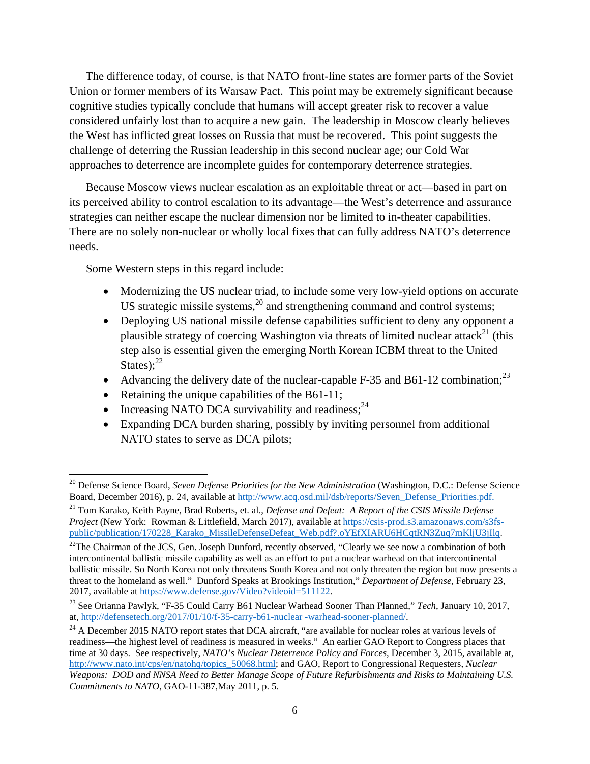The difference today, of course, is that NATO front-line states are former parts of the Soviet Union or former members of its Warsaw Pact. This point may be extremely significant because cognitive studies typically conclude that humans will accept greater risk to recover a value considered unfairly lost than to acquire a new gain. The leadership in Moscow clearly believes the West has inflicted great losses on Russia that must be recovered. This point suggests the challenge of deterring the Russian leadership in this second nuclear age; our Cold War approaches to deterrence are incomplete guides for contemporary deterrence strategies.

Because Moscow views nuclear escalation as an exploitable threat or act—based in part on its perceived ability to control escalation to its advantage—the West's deterrence and assurance strategies can neither escape the nuclear dimension nor be limited to in-theater capabilities. There are no solely non-nuclear or wholly local fixes that can fully address NATO's deterrence needs.

Some Western steps in this regard include:

- Modernizing the US nuclear triad, to include some very low-yield options on accurate US strategic missile systems,[20] and strengthening command and control systems;
- Deploying US national missile defense capabilities sufficient to deny any opponent a plausible strategy of coercing Washington via threats of limited nuclear attack[21] (this step also is essential given the emerging North Korean ICBM threat to the United States);[22]
- Advancing the delivery date of the nuclear-capable F-35 and B61-12 combination;[23]
- Retaining the unique capabilities of the B61-11;
- Increasing NATO DCA survivability and readiness;[24]
- Expanding DCA burden sharing, possibly by inviting personnel from additional NATO states to serve as DCA pilots;

---

[20] Defense Science Board, *Seven Defense Priorities for the New Administration* (Washington, D.C.: Defense Science Board, December 2016), p. 24, available at http://www.acq.osd.mil/dsb/reports/Seven_Defense_Priorities.pdf.

[21] Tom Karako, Keith Payne, Brad Roberts, et. al., *Defense and Defeat: A Report of the CSIS Missile Defense Project* (New York: Rowman & Littlefield, March 2017), available at https://csis-prod.s3.amazonaws.com/s3fs-public/publication/170228_Karako_MissileDefenseDefeat_Web.pdf?.oYEfXIARU6HCqtRN3Zuq7mKljU3jIlq.

[22] The Chairman of the JCS, Gen. Joseph Dunford, recently observed, "Clearly we see now a combination of both intercontinental ballistic missile capability as well as an effort to put a nuclear warhead on that intercontinental ballistic missile. So North Korea not only threatens South Korea and not only threaten the region but now presents a threat to the homeland as well." Dunford Speaks at Brookings Institution," *Department of Defense*, February 23, 2017, available at https://www.defense.gov/Video?videoid=511122.

[23] See Orianna Pawlyk, "F-35 Could Carry B61 Nuclear Warhead Sooner Than Planned," *Tech*, January 10, 2017, at, http://defensetech.org/2017/01/10/f-35-carry-b61-nuclear -warhead-sooner-planned/.

[24] A December 2015 NATO report states that DCA aircraft, "are available for nuclear roles at various levels of readiness—the highest level of readiness is measured in weeks." An earlier GAO Report to Congress places that time at 30 days. See respectively, *NATO's Nuclear Deterrence Policy and Forces*, December 3, 2015, available at, http://www.nato.int/cps/en/natohq/topics_50068.html; and GAO, Report to Congressional Requesters, *Nuclear Weapons: DOD and NNSA Need to Better Manage Scope of Future Refurbishments and Risks to Maintaining U.S. Commitments to NATO*, GAO-11-387,May 2011, p. 5.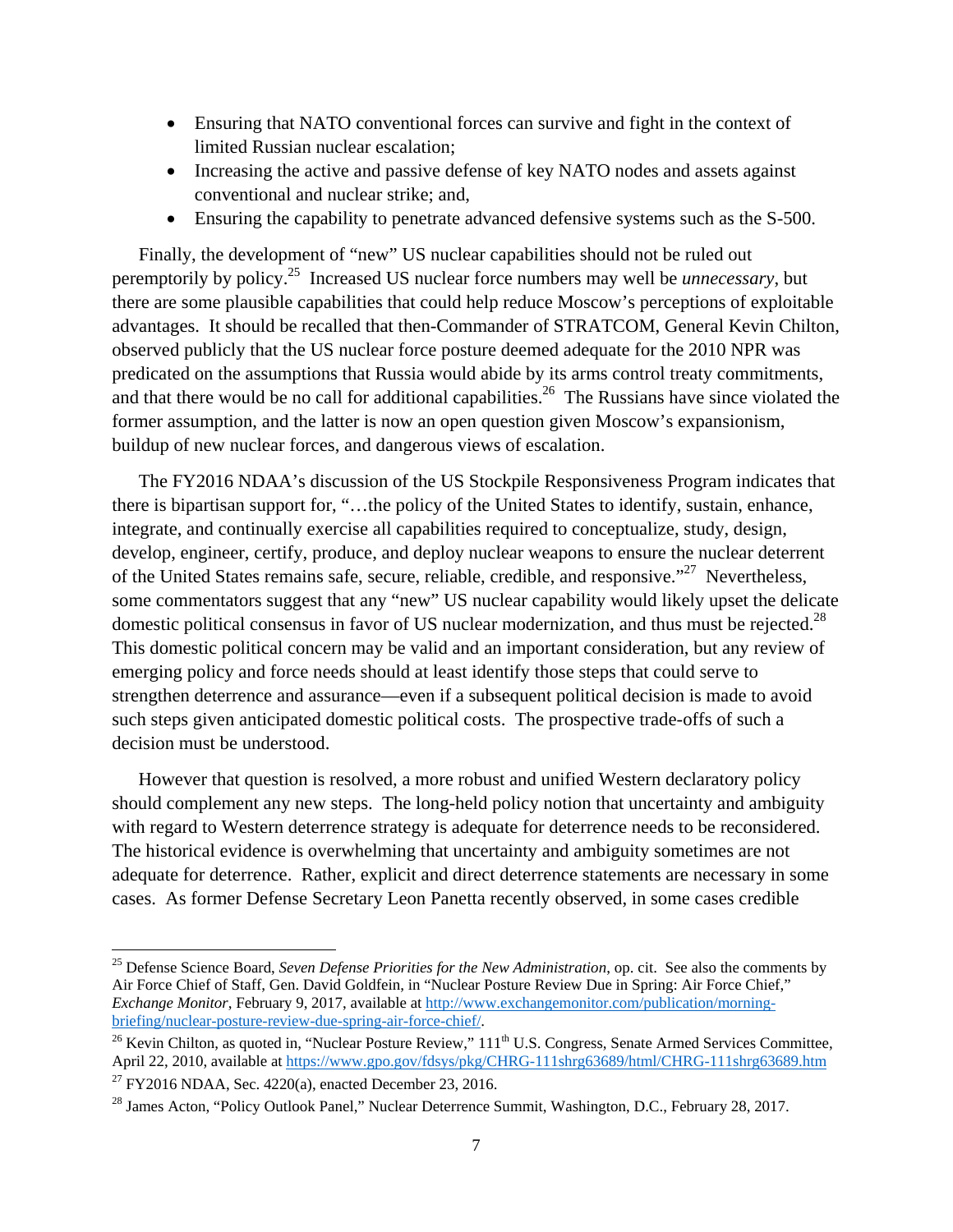- Ensuring that NATO conventional forces can survive and fight in the context of limited Russian nuclear escalation;
- Increasing the active and passive defense of key NATO nodes and assets against conventional and nuclear strike; and,
- Ensuring the capability to penetrate advanced defensive systems such as the S-500.

Finally, the development of "new" US nuclear capabilities should not be ruled out peremptorily by policy.[25] Increased US nuclear force numbers may well be *unnecessary*, but there are some plausible capabilities that could help reduce Moscow's perceptions of exploitable advantages. It should be recalled that then-Commander of STRATCOM, General Kevin Chilton, observed publicly that the US nuclear force posture deemed adequate for the 2010 NPR was predicated on the assumptions that Russia would abide by its arms control treaty commitments, and that there would be no call for additional capabilities.[26] The Russians have since violated the former assumption, and the latter is now an open question given Moscow's expansionism, buildup of new nuclear forces, and dangerous views of escalation.

The FY2016 NDAA's discussion of the US Stockpile Responsiveness Program indicates that there is bipartisan support for, "…the policy of the United States to identify, sustain, enhance, integrate, and continually exercise all capabilities required to conceptualize, study, design, develop, engineer, certify, produce, and deploy nuclear weapons to ensure the nuclear deterrent of the United States remains safe, secure, reliable, credible, and responsive."[27] Nevertheless, some commentators suggest that any "new" US nuclear capability would likely upset the delicate domestic political consensus in favor of US nuclear modernization, and thus must be rejected.[28] This domestic political concern may be valid and an important consideration, but any review of emerging policy and force needs should at least identify those steps that could serve to strengthen deterrence and assurance—even if a subsequent political decision is made to avoid such steps given anticipated domestic political costs. The prospective trade-offs of such a decision must be understood.

However that question is resolved, a more robust and unified Western declaratory policy should complement any new steps. The long-held policy notion that uncertainty and ambiguity with regard to Western deterrence strategy is adequate for deterrence needs to be reconsidered. The historical evidence is overwhelming that uncertainty and ambiguity sometimes are not adequate for deterrence. Rather, explicit and direct deterrence statements are necessary in some cases. As former Defense Secretary Leon Panetta recently observed, in some cases credible

---

[25] Defense Science Board, *Seven Defense Priorities for the New Administration*, op. cit. See also the comments by Air Force Chief of Staff, Gen. David Goldfein, in "Nuclear Posture Review Due in Spring: Air Force Chief," *Exchange Monitor*, February 9, 2017, available at http://www.exchangemonitor.com/publication/morning-briefing/nuclear-posture-review-due-spring-air-force-chief/.

[26] Kevin Chilton, as quoted in, "Nuclear Posture Review," 111th U.S. Congress, Senate Armed Services Committee, April 22, 2010, available at https://www.gpo.gov/fdsys/pkg/CHRG-111shrg63689/html/CHRG-111shrg63689.htm

[27] FY2016 NDAA, Sec. 4220(a), enacted December 23, 2016.

[28] James Acton, "Policy Outlook Panel," Nuclear Deterrence Summit, Washington, D.C., February 28, 2017.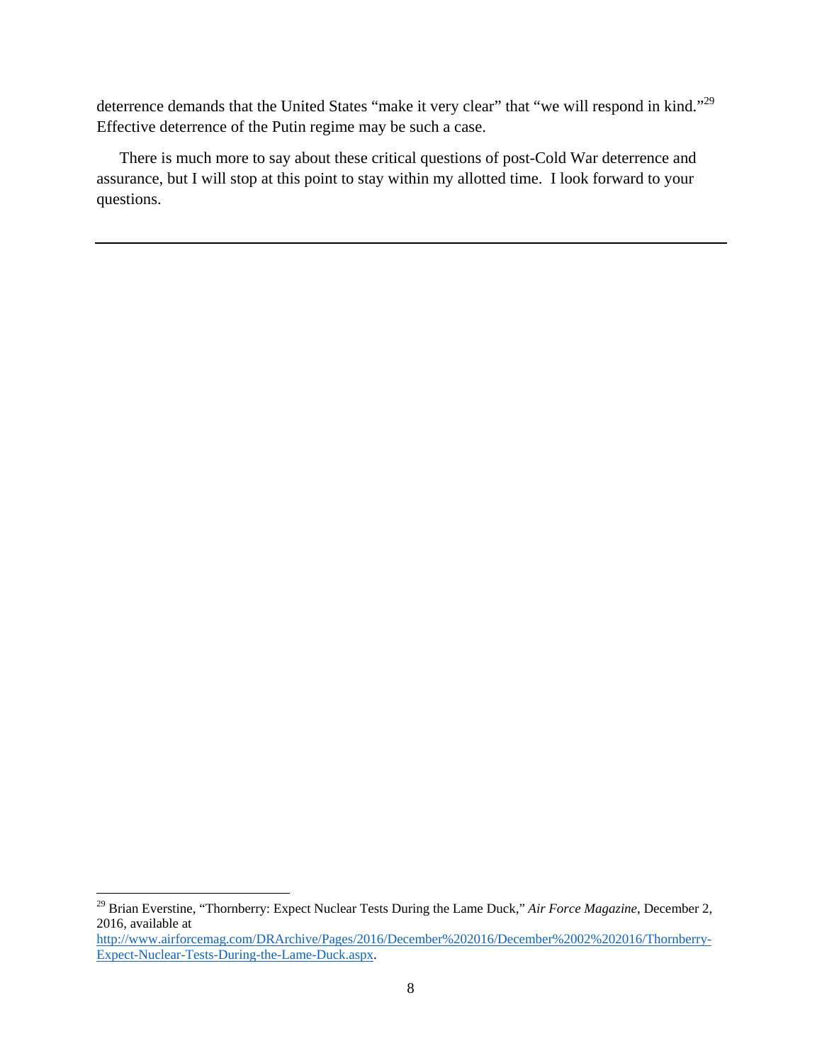deterrence demands that the United States "make it very clear" that "we will respond in kind."[29] Effective deterrence of the Putin regime may be such a case.

There is much more to say about these critical questions of post-Cold War deterrence and assurance, but I will stop at this point to stay within my allotted time. I look forward to your questions.

---

[29] Brian Everstine, "Thornberry: Expect Nuclear Tests During the Lame Duck," *Air Force Magazine*, December 2, 2016, available at http://www.airforcemag.com/DRArchive/Pages/2016/December%202016/December%2002%202016/Thornberry-Expect-Nuclear-Tests-During-the-Lame-Duck.aspx.